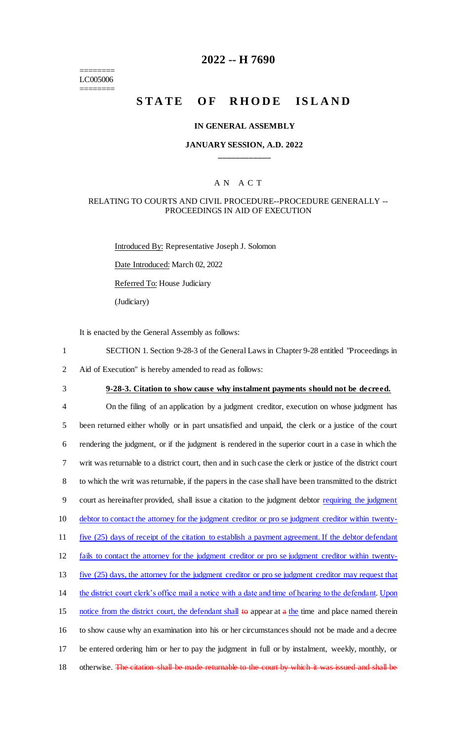# 2022 -- H 7690

========
LC005006
========

# STATE OF RHODE ISLAND

### IN GENERAL ASSEMBLY

### JANUARY SESSION, A.D. 2022

____________

A N A C T

RELATING TO COURTS AND CIVIL PROCEDURE--PROCEDURE GENERALLY -- PROCEEDINGS IN AID OF EXECUTION

Introduced By: Representative Joseph J. Solomon

Date Introduced: March 02, 2022

Referred To: House Judiciary

(Judiciary)

It is enacted by the General Assembly as follows:

1 SECTION 1. Section 9-28-3 of the General Laws in Chapter 9-28 entitled "Proceedings in
2 Aid of Execution" is hereby amended to read as follows:

3 **9-28-3. Citation to show cause why instalment payments should not be decreed.**

4 On the filing of an application by a judgment creditor, execution on whose judgment has
5 been returned either wholly or in part unsatisfied and unpaid, the clerk or a justice of the court
6 rendering the judgment, or if the judgment is rendered in the superior court in a case in which the
7 writ was returnable to a district court, then and in such case the clerk or justice of the district court
8 to which the writ was returnable, if the papers in the case shall have been transmitted to the district
9 court as hereinafter provided, shall issue a citation to the judgment debtor requiring the judgment
10 debtor to contact the attorney for the judgment creditor or pro se judgment creditor within twenty-
11 five (25) days of receipt of the citation to establish a payment agreement. If the debtor defendant
12 fails to contact the attorney for the judgment creditor or pro se judgment creditor within twenty-
13 five (25) days, the attorney for the judgment creditor or pro se judgment creditor may request that
14 the district court clerk's office mail a notice with a date and time of hearing to the defendant. Upon
15 notice from the district court, the defendant shall ~~to~~ appear at ~~a~~ the time and place named therein
16 to show cause why an examination into his or her circumstances should not be made and a decree
17 be entered ordering him or her to pay the judgment in full or by instalment, weekly, monthly, or
18 otherwise. ~~The citation shall be made returnable to the court by which it was issued and shall be~~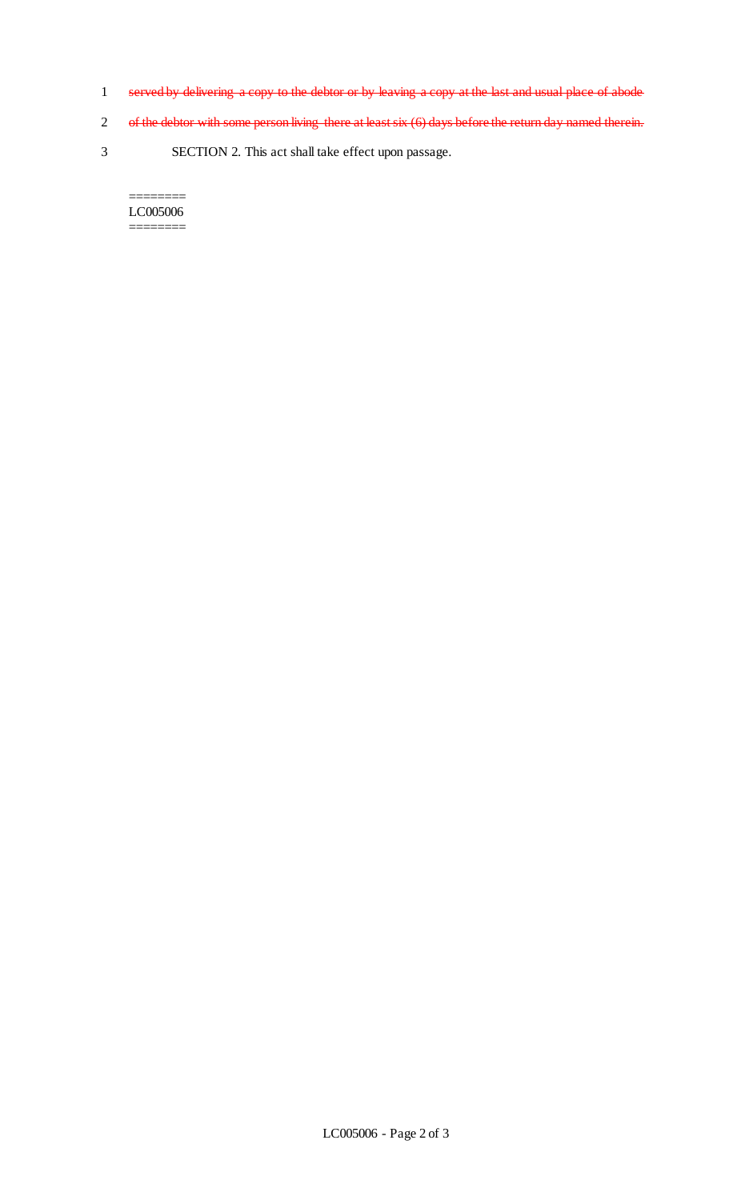~~served by delivering a copy to the debtor or by leaving a copy at the last and usual place of abode of the debtor with some person living there at least six (6) days before the return day named therein.~~

SECTION 2. This act shall take effect upon passage.

========
LC005006
========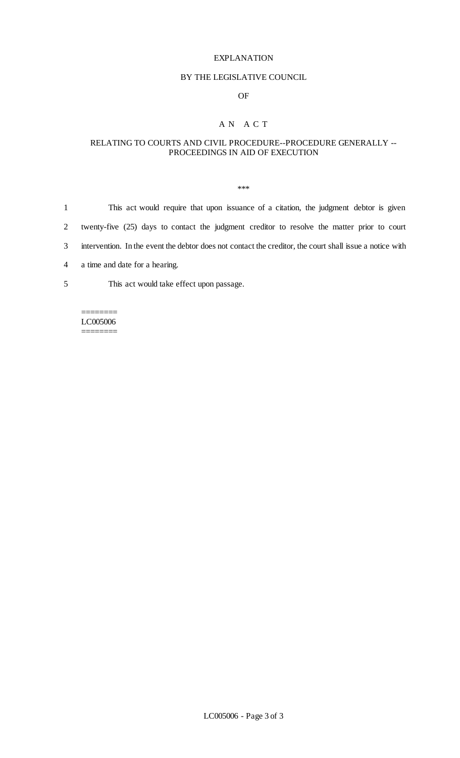EXPLANATION

BY THE LEGISLATIVE COUNCIL

OF

A N A C T

RELATING TO COURTS AND CIVIL PROCEDURE--PROCEDURE GENERALLY -- PROCEEDINGS IN AID OF EXECUTION

\*\*\*

1 This act would require that upon issuance of a citation, the judgment debtor is given
2 twenty-five (25) days to contact the judgment creditor to resolve the matter prior to court
3 intervention. In the event the debtor does not contact the creditor, the court shall issue a notice with
4 a time and date for a hearing.
5 This act would take effect upon passage.

========
LC005006
========